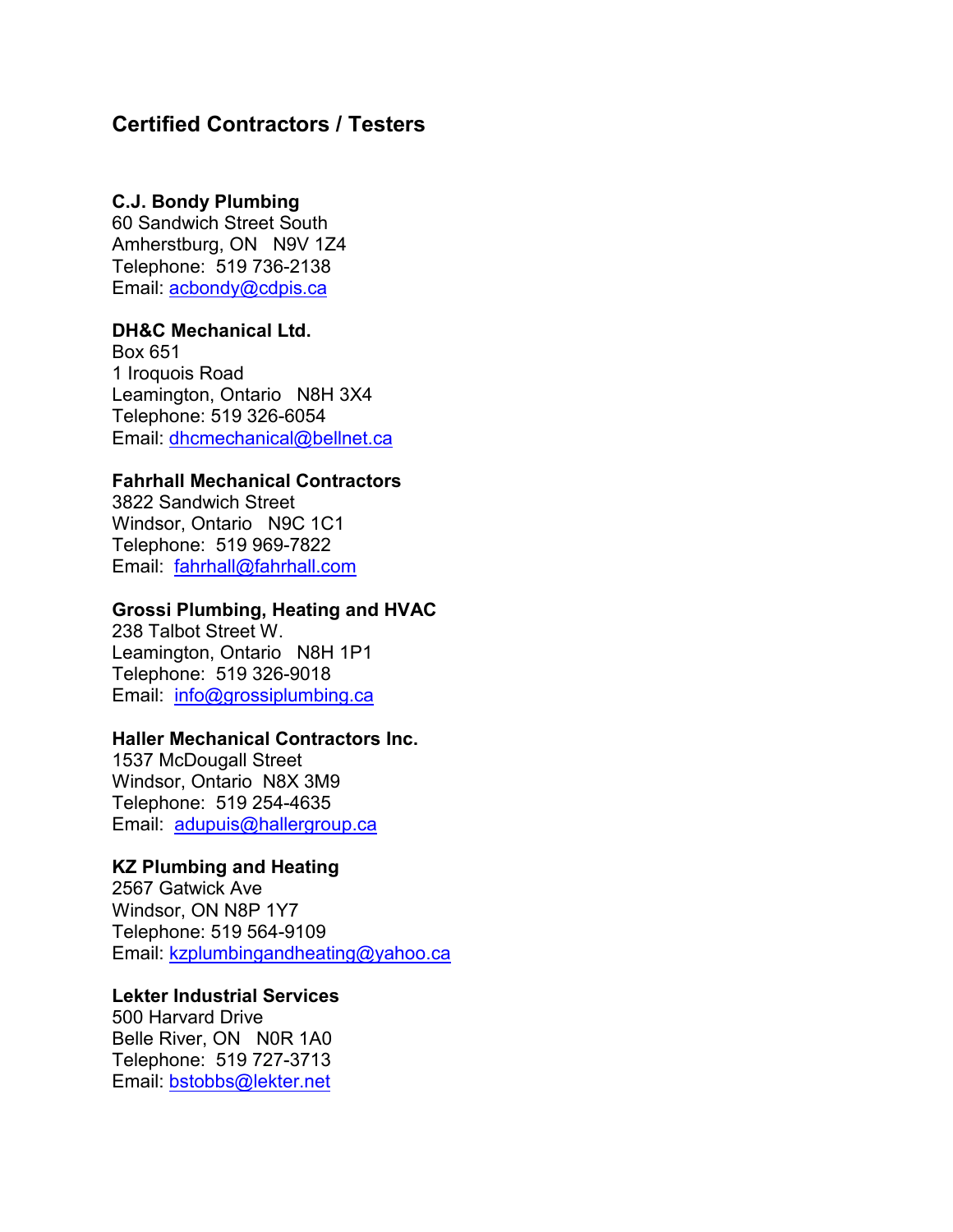# Certified Contractors / Testers

**C.J. Bondy Plumbing**
60 Sandwich Street South
Amherstburg, ON N9V 1Z4
Telephone: 519 736-2138
Email: acbondy@cdpis.ca

**DH&C Mechanical Ltd.**
Box 651
1 Iroquois Road
Leamington, Ontario N8H 3X4
Telephone: 519 326-6054
Email: dhcmechanical@bellnet.ca

**Fahrhall Mechanical Contractors**
3822 Sandwich Street
Windsor, Ontario N9C 1C1
Telephone: 519 969-7822
Email: fahrhall@fahrhall.com

**Grossi Plumbing, Heating and HVAC**
238 Talbot Street W.
Leamington, Ontario N8H 1P1
Telephone: 519 326-9018
Email: info@grossiplumbing.ca

**Haller Mechanical Contractors Inc.**
1537 McDougall Street
Windsor, Ontario N8X 3M9
Telephone: 519 254-4635
Email: adupuis@hallergroup.ca

**KZ Plumbing and Heating**
2567 Gatwick Ave
Windsor, ON N8P 1Y7
Telephone: 519 564-9109
Email: kzplumbingandheating@yahoo.ca

**Lekter Industrial Services**
500 Harvard Drive
Belle River, ON N0R 1A0
Telephone: 519 727-3713
Email: bstobbs@lekter.net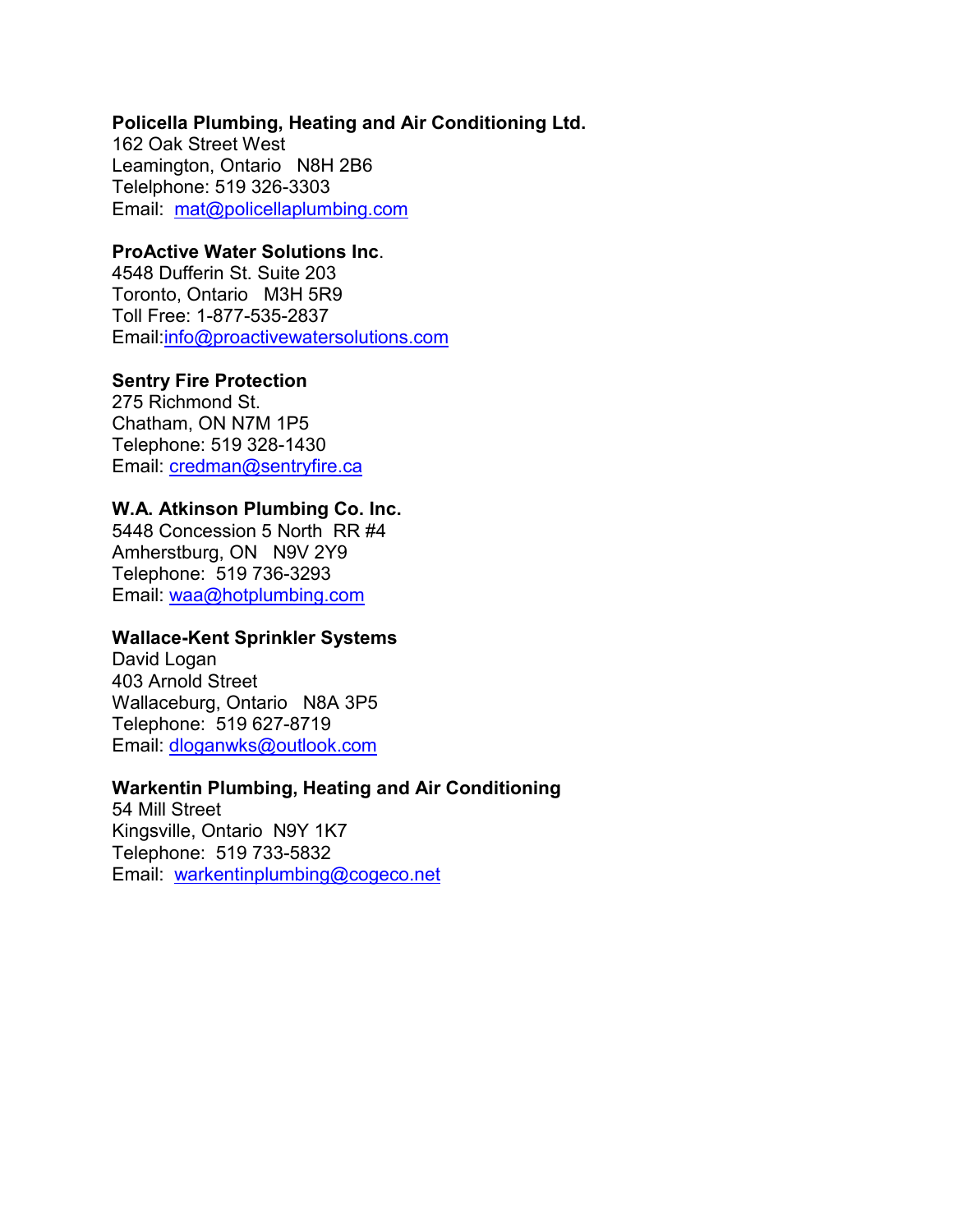**Policella Plumbing, Heating and Air Conditioning Ltd.**
162 Oak Street West
Leamington, Ontario N8H 2B6
Telelphone: 519 326-3303
Email: mat@policellaplumbing.com

**ProActive Water Solutions Inc**.
4548 Dufferin St. Suite 203
Toronto, Ontario M3H 5R9
Toll Free: 1-877-535-2837
Email:info@proactivewatersolutions.com

**Sentry Fire Protection**
275 Richmond St.
Chatham, ON N7M 1P5
Telephone: 519 328-1430
Email: credman@sentryfire.ca

**W.A. Atkinson Plumbing Co. Inc.**
5448 Concession 5 North RR #4
Amherstburg, ON N9V 2Y9
Telephone: 519 736-3293
Email: waa@hotplumbing.com

**Wallace-Kent Sprinkler Systems**
David Logan
403 Arnold Street
Wallaceburg, Ontario N8A 3P5
Telephone: 519 627-8719
Email: dloganwks@outlook.com

**Warkentin Plumbing, Heating and Air Conditioning**
54 Mill Street
Kingsville, Ontario N9Y 1K7
Telephone: 519 733-5832
Email: warkentinplumbing@cogeco.net